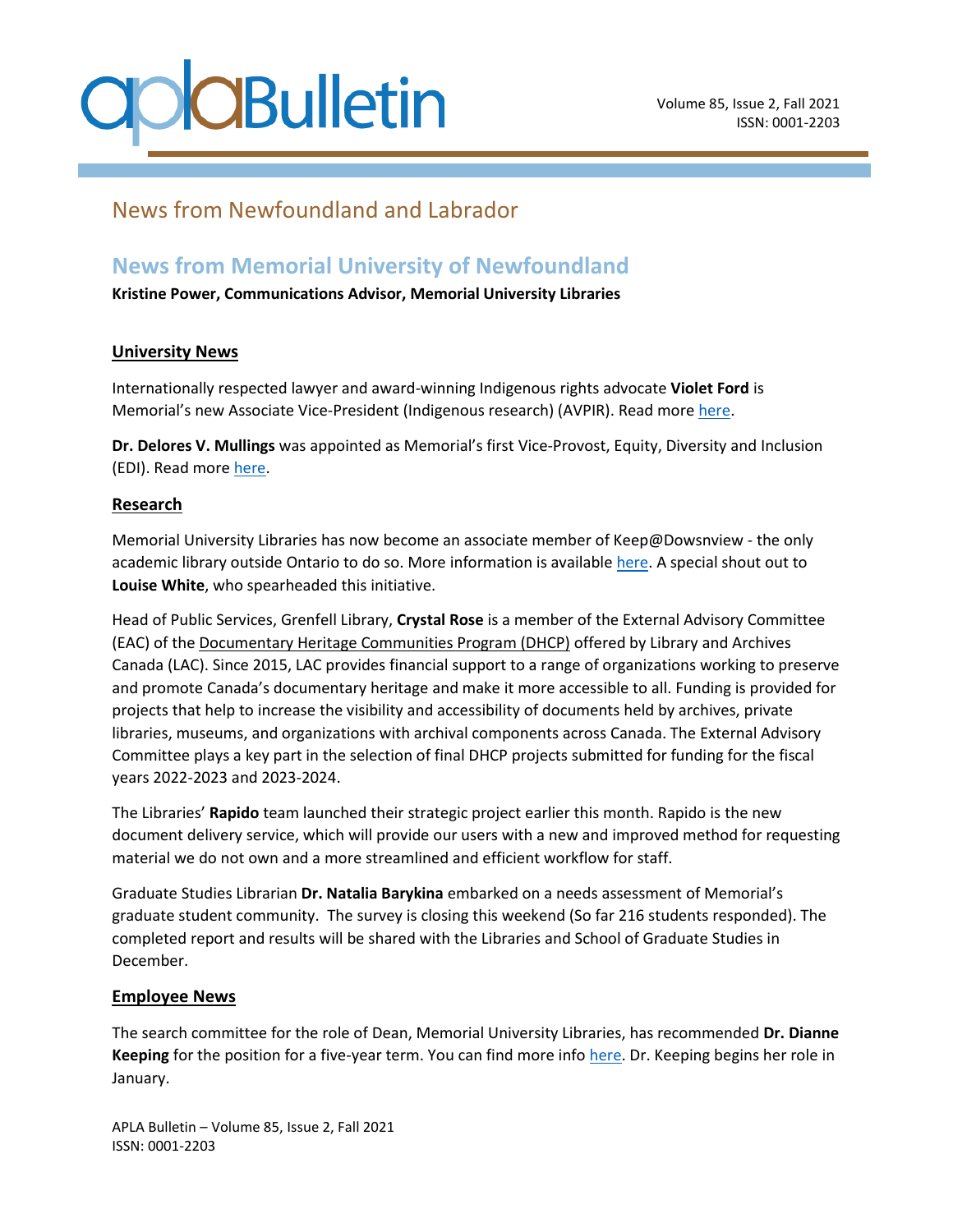# News from Newfoundland and Labrador

## News from Memorial University of Newfoundland

**Kristine Power, Communications Advisor, Memorial University Libraries**

### University News

Internationally respected lawyer and award-winning Indigenous rights advocate **Violet Ford** is Memorial's new Associate Vice-President (Indigenous research) (AVPIR). Read more here.

**Dr. Delores V. Mullings** was appointed as Memorial's first Vice-Provost, Equity, Diversity and Inclusion (EDI). Read more here.

### Research

Memorial University Libraries has now become an associate member of Keep@Dowsnview - the only academic library outside Ontario to do so. More information is available here. A special shout out to **Louise White**, who spearheaded this initiative.

Head of Public Services, Grenfell Library, **Crystal Rose** is a member of the External Advisory Committee (EAC) of the Documentary Heritage Communities Program (DHCP) offered by Library and Archives Canada (LAC). Since 2015, LAC provides financial support to a range of organizations working to preserve and promote Canada's documentary heritage and make it more accessible to all. Funding is provided for projects that help to increase the visibility and accessibility of documents held by archives, private libraries, museums, and organizations with archival components across Canada. The External Advisory Committee plays a key part in the selection of final DHCP projects submitted for funding for the fiscal years 2022-2023 and 2023-2024.

The Libraries' **Rapido** team launched their strategic project earlier this month. Rapido is the new document delivery service, which will provide our users with a new and improved method for requesting material we do not own and a more streamlined and efficient workflow for staff.

Graduate Studies Librarian **Dr. Natalia Barykina** embarked on a needs assessment of Memorial's graduate student community. The survey is closing this weekend (So far 216 students responded). The completed report and results will be shared with the Libraries and School of Graduate Studies in December.

### Employee News

The search committee for the role of Dean, Memorial University Libraries, has recommended **Dr. Dianne Keeping** for the position for a five-year term. You can find more info here. Dr. Keeping begins her role in January.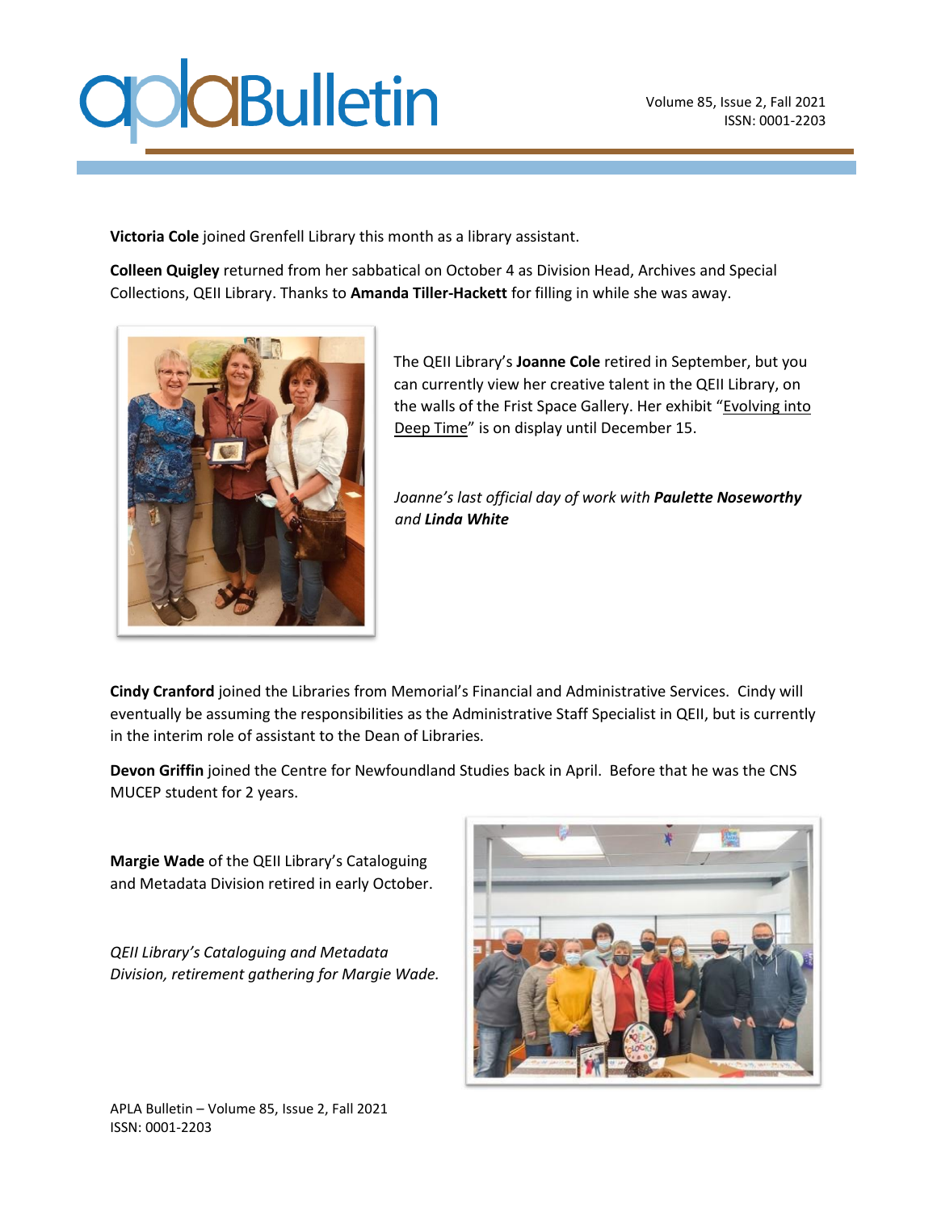**Victoria Cole** joined Grenfell Library this month as a library assistant.

**Colleen Quigley** returned from her sabbatical on October 4 as Division Head, Archives and Special Collections, QEII Library. Thanks to **Amanda Tiller-Hackett** for filling in while she was away.

The QEII Library's **Joanne Cole** retired in September, but you can currently view her creative talent in the QEII Library, on the walls of the Frist Space Gallery. Her exhibit "Evolving into Deep Time" is on display until December 15.

*Joanne's last official day of work with **Paulette Noseworthy** and **Linda White***

**Cindy Cranford** joined the Libraries from Memorial's Financial and Administrative Services. Cindy will eventually be assuming the responsibilities as the Administrative Staff Specialist in QEII, but is currently in the interim role of assistant to the Dean of Libraries.

**Devon Griffin** joined the Centre for Newfoundland Studies back in April. Before that he was the CNS MUCEP student for 2 years.

**Margie Wade** of the QEII Library's Cataloguing and Metadata Division retired in early October.

*QEII Library's Cataloguing and Metadata Division, retirement gathering for Margie Wade.*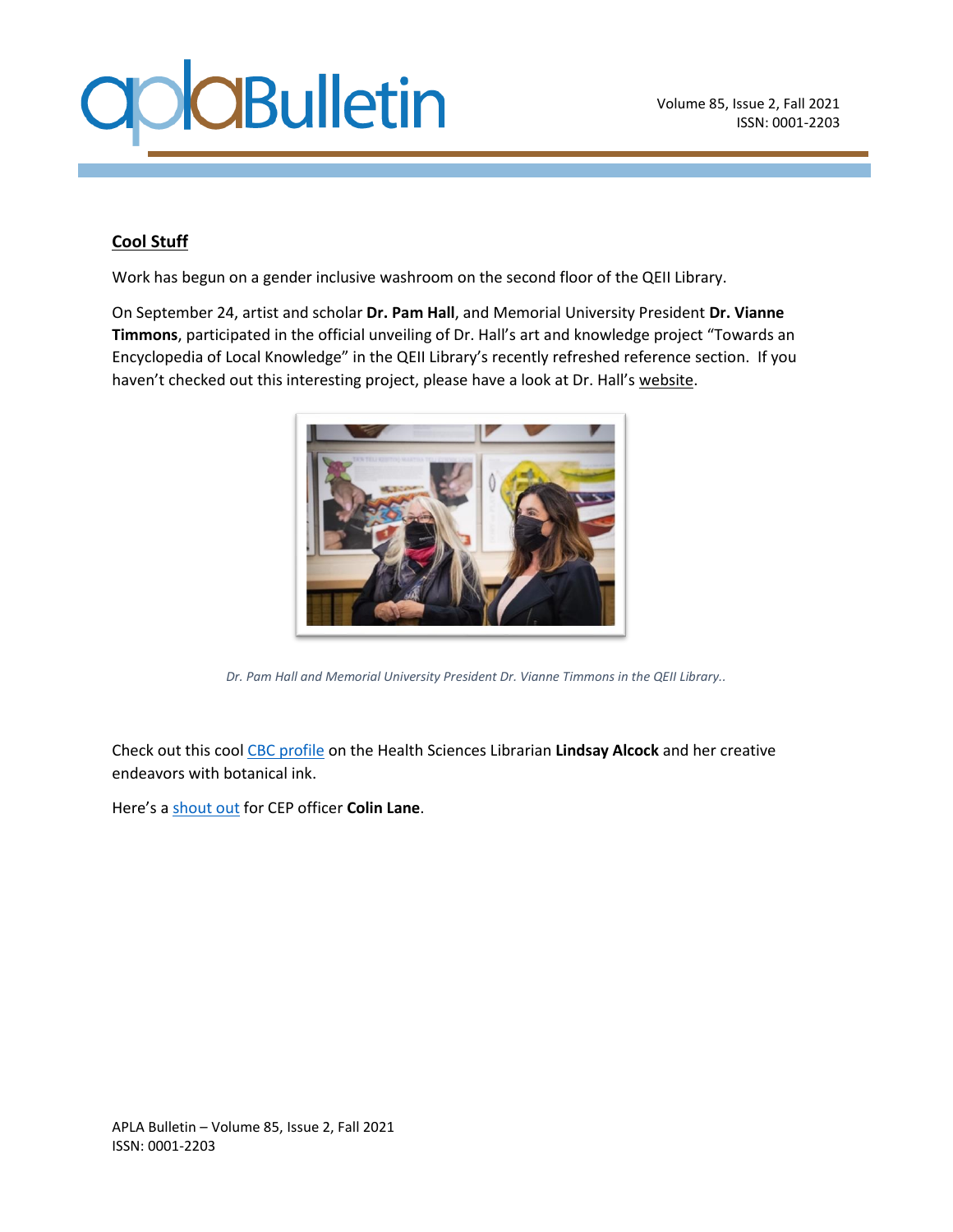## Cool Stuff

Work has begun on a gender inclusive washroom on the second floor of the QEII Library.

On September 24, artist and scholar **Dr. Pam Hall**, and Memorial University President **Dr. Vianne Timmons**, participated in the official unveiling of Dr. Hall's art and knowledge project "Towards an Encyclopedia of Local Knowledge" in the QEII Library's recently refreshed reference section. If you haven't checked out this interesting project, please have a look at Dr. Hall's website.

*Dr. Pam Hall and Memorial University President Dr. Vianne Timmons in the QEII Library..*

Check out this cool CBC profile on the Health Sciences Librarian **Lindsay Alcock** and her creative endeavors with botanical ink.

Here's a shout out for CEP officer **Colin Lane**.